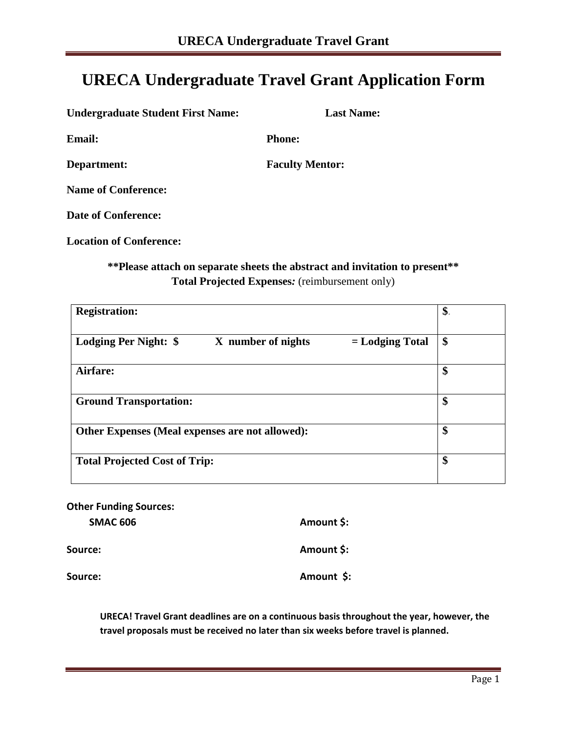# URECA Undergraduate Travel Grant Application Form

**Undergraduate Student First Name:** **Last Name:**

**Email:** **Phone:**

**Department:** **Faculty Mentor:**

**Name of Conference:**

**Date of Conference:**

**Location of Conference:**

**\*\*Please attach on separate sheets the abstract and invitation to present\*\***

**Total Projected Expenses*:*** (reimbursement only)

| | |
|---|---|
| **Registration:** | **$**. |
| **Lodging Per Night: $ X number of nights = Lodging Total** | **$** |
| **Airfare:** | **$** |
| **Ground Transportation:** | **$** |
| **Other Expenses (Meal expenses are not allowed):** | **$** |
| **Total Projected Cost of Trip:** | **$** |

**Other Funding Sources:**

**SMAC 606** **Amount $:**

**Source:** **Amount $:**

**Source:** **Amount $:**

**URECA! Travel Grant deadlines are on a continuous basis throughout the year, however, the travel proposals must be received no later than six weeks before travel is planned.**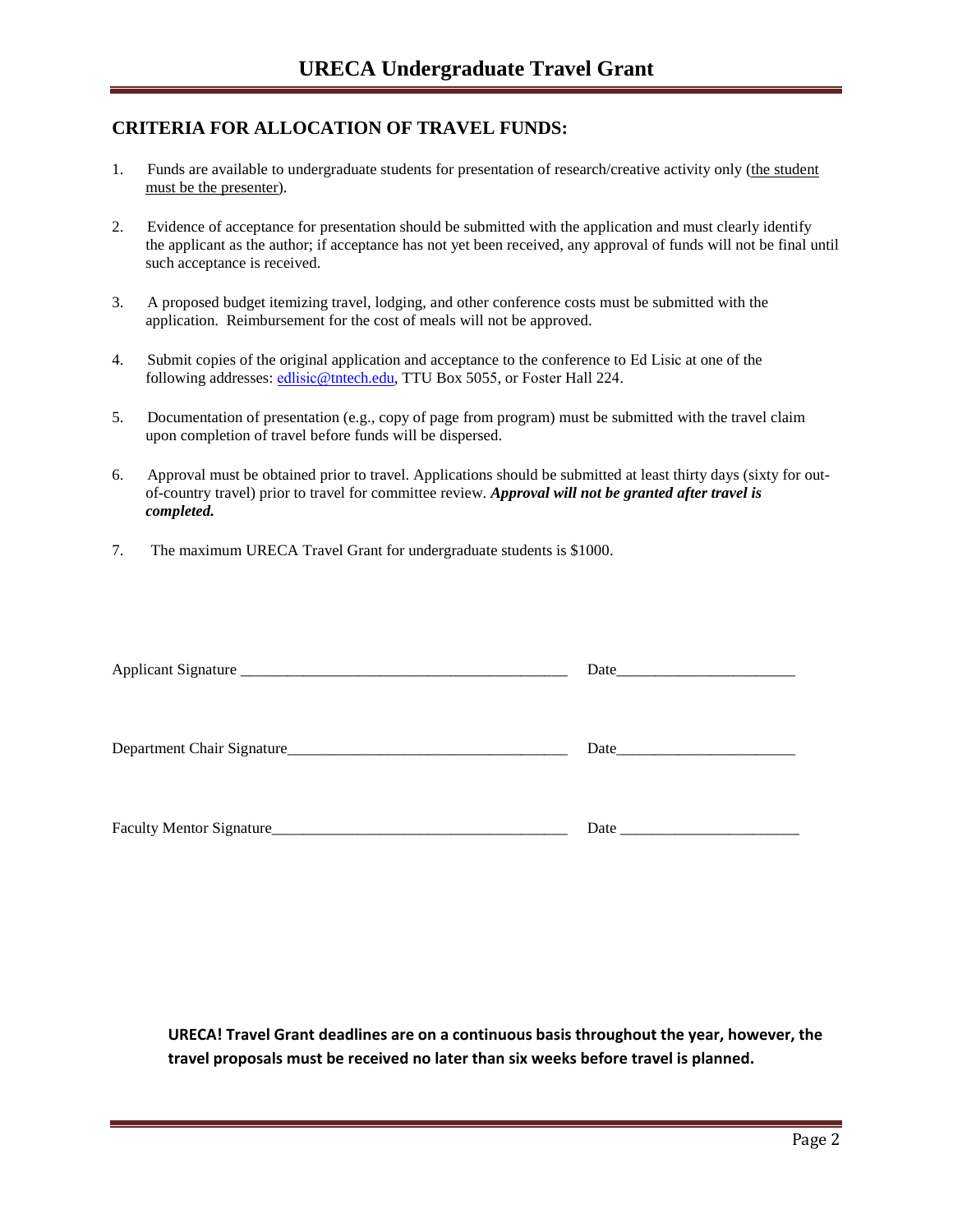# UREC​A Undergraduate Travel Grant

## CRITERIA FOR ALLOCATION OF TRAVEL FUNDS:

1. Funds are available to undergraduate students for presentation of research/creative activity only (the student must be the presenter).

2. Evidence of acceptance for presentation should be submitted with the application and must clearly identify the applicant as the author; if acceptance has not yet been received, any approval of funds will not be final until such acceptance is received.

3. A proposed budget itemizing travel, lodging, and other conference costs must be submitted with the application. Reimbursement for the cost of meals will not be approved.

4. Submit copies of the original application and acceptance to the conference to Ed Lisic at one of the following addresses: edlisic@tntech.edu, TTU Box 5055, or Foster Hall 224.

5. Documentation of presentation (e.g., copy of page from program) must be submitted with the travel claim upon completion of travel before funds will be dispersed.

6. Approval must be obtained prior to travel. Applications should be submitted at least thirty days (sixty for out-of-country travel) prior to travel for committee review. ***Approval will not be granted after travel is completed.***

7. The maximum URECA Travel Grant for undergraduate students is $1000.

Applicant Signature ___________________________________________ Date_______________________

Department Chair Signature____________________________________ Date_______________________

Faculty Mentor Signature______________________________________ Date _______________________

**URECA! Travel Grant deadlines are on a continuous basis throughout the year, however, the travel proposals must be received no later than six weeks before travel is planned.**